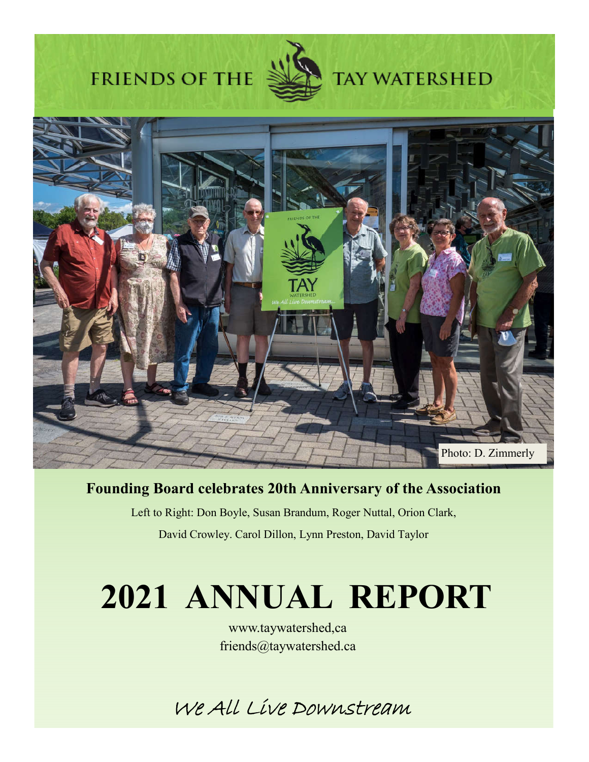FRIENDS OF THE TAY WATERSHED

Photo: D. Zimmerly

**Founding Board celebrates 20th Anniversary of the Association**

Left to Right: Don Boyle, Susan Brandum, Roger Nuttal, Orion Clark,

David Crowley. Carol Dillon, Lynn Preston, David Taylor

# 2021 ANNUAL REPORT

www.taywatershed,ca
friends@taywatershed.ca

*We All Live Downstream*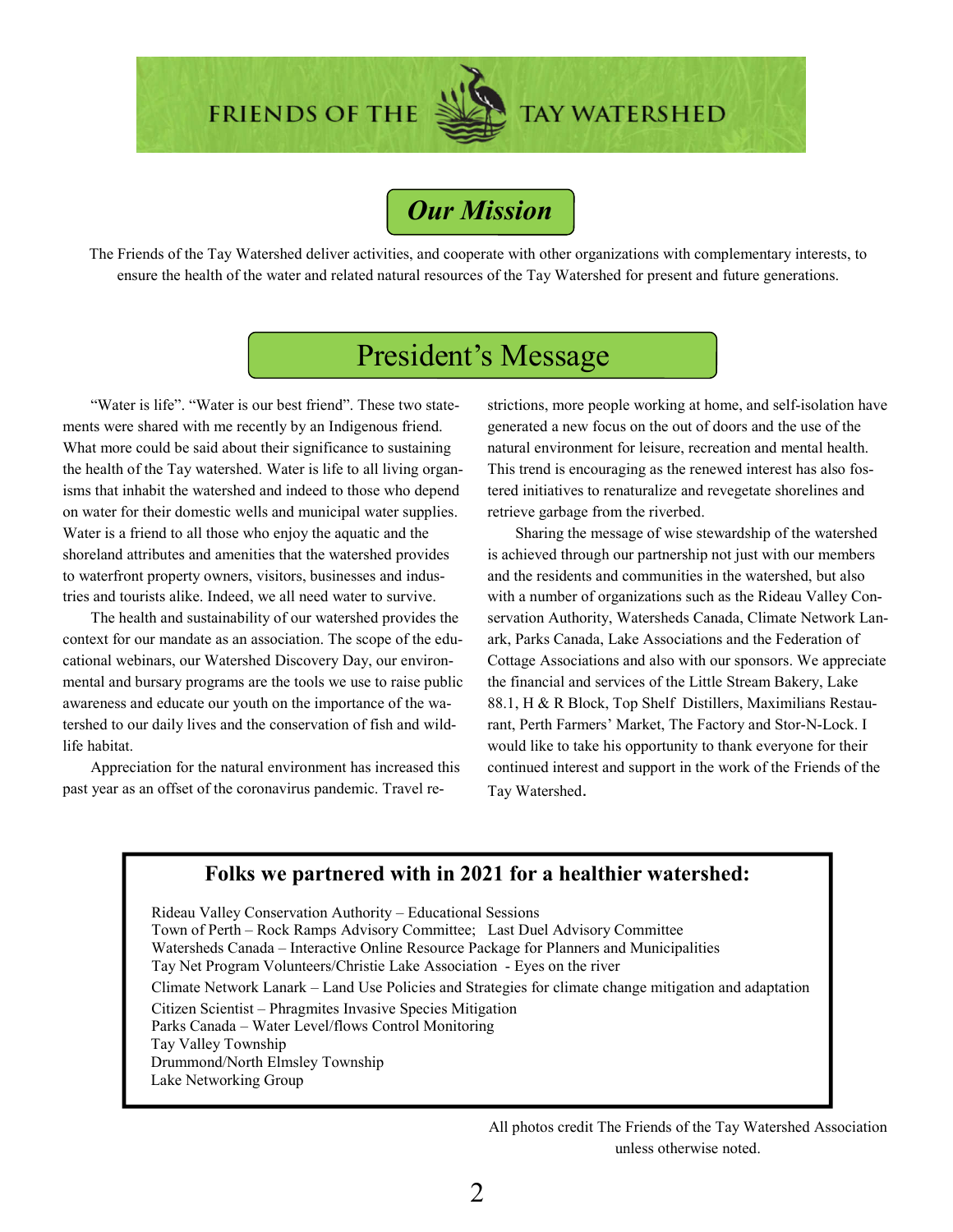FRIENDS OF THE TAY WATERSHED

## *Our Mission*

The Friends of the Tay Watershed deliver activities, and cooperate with other organizations with complementary interests, to ensure the health of the water and related natural resources of the Tay Watershed for present and future generations.

## President's Message

"Water is life". "Water is our best friend". These two statements were shared with me recently by an Indigenous friend. What more could be said about their significance to sustaining the health of the Tay watershed. Water is life to all living organisms that inhabit the watershed and indeed to those who depend on water for their domestic wells and municipal water supplies. Water is a friend to all those who enjoy the aquatic and the shoreland attributes and amenities that the watershed provides to waterfront property owners, visitors, businesses and industries and tourists alike. Indeed, we all need water to survive.

The health and sustainability of our watershed provides the context for our mandate as an association. The scope of the educational webinars, our Watershed Discovery Day, our environmental and bursary programs are the tools we use to raise public awareness and educate our youth on the importance of the watershed to our daily lives and the conservation of fish and wildlife habitat.

Appreciation for the natural environment has increased this past year as an offset of the coronavirus pandemic. Travel restrictions, more people working at home, and self-isolation have generated a new focus on the out of doors and the use of the natural environment for leisure, recreation and mental health. This trend is encouraging as the renewed interest has also fostered initiatives to renaturalize and revegetate shorelines and retrieve garbage from the riverbed.

Sharing the message of wise stewardship of the watershed is achieved through our partnership not just with our members and the residents and communities in the watershed, but also with a number of organizations such as the Rideau Valley Conservation Authority, Watersheds Canada, Climate Network Lanark, Parks Canada, Lake Associations and the Federation of Cottage Associations and also with our sponsors. We appreciate the financial and services of the Little Stream Bakery, Lake 88.1, H & R Block, Top Shelf Distillers, Maximilians Restaurant, Perth Farmers' Market, The Factory and Stor-N-Lock. I would like to take his opportunity to thank everyone for their continued interest and support in the work of the Friends of the Tay Watershed.

### Folks we partnered with in 2021 for a healthier watershed:

Rideau Valley Conservation Authority – Educational Sessions
Town of Perth – Rock Ramps Advisory Committee; Last Duel Advisory Committee
Watersheds Canada – Interactive Online Resource Package for Planners and Municipalities
Tay Net Program Volunteers/Christie Lake Association - Eyes on the river
Climate Network Lanark – Land Use Policies and Strategies for climate change mitigation and adaptation
Citizen Scientist – Phragmites Invasive Species Mitigation
Parks Canada – Water Level/flows Control Monitoring
Tay Valley Township
Drummond/North Elmsley Township
Lake Networking Group

All photos credit The Friends of the Tay Watershed Association unless otherwise noted.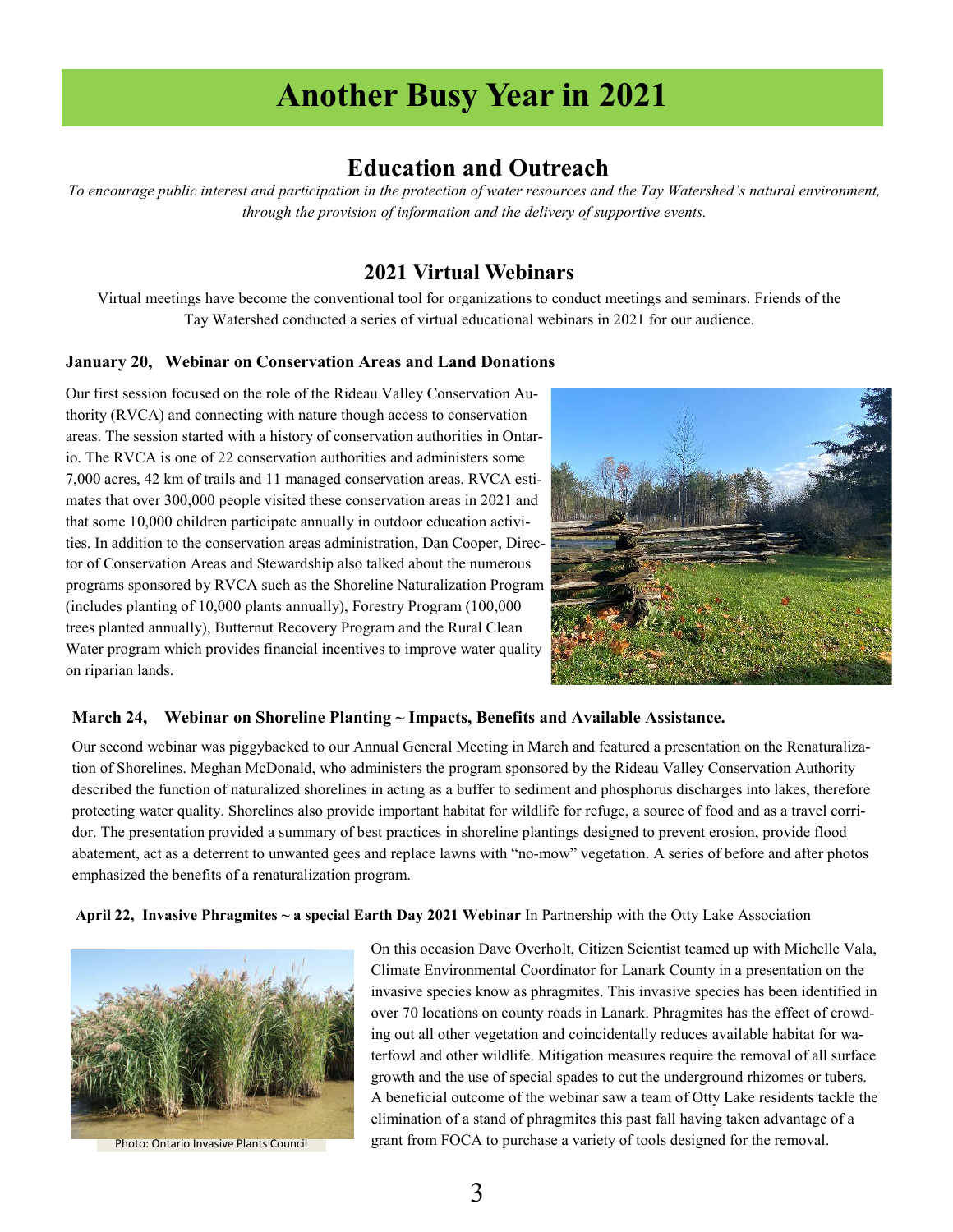# Another Busy Year in 2021

## Education and Outreach

*To encourage public interest and participation in the protection of water resources and the Tay Watershed's natural environment, through the provision of information and the delivery of supportive events.*

### 2021 Virtual Webinars

Virtual meetings have become the conventional tool for organizations to conduct meetings and seminars. Friends of the Tay Watershed conducted a series of virtual educational webinars in 2021 for our audience.

**January 20, Webinar on Conservation Areas and Land Donations**

Our first session focused on the role of the Rideau Valley Conservation Authority (RVCA) and connecting with nature though access to conservation areas. The session started with a history of conservation authorities in Ontario. The RVCA is one of 22 conservation authorities and administers some 7,000 acres, 42 km of trails and 11 managed conservation areas. RVCA estimates that over 300,000 people visited these conservation areas in 2021 and that some 10,000 children participate annually in outdoor education activities. In addition to the conservation areas administration, Dan Cooper, Director of Conservation Areas and Stewardship also talked about the numerous programs sponsored by RVCA such as the Shoreline Naturalization Program (includes planting of 10,000 plants annually), Forestry Program (100,000 trees planted annually), Butternut Recovery Program and the Rural Clean Water program which provides financial incentives to improve water quality on riparian lands.

**March 24, Webinar on Shoreline Planting ~ Impacts, Benefits and Available Assistance.**

Our second webinar was piggybacked to our Annual General Meeting in March and featured a presentation on the Renaturalization of Shorelines. Meghan McDonald, who administers the program sponsored by the Rideau Valley Conservation Authority described the function of naturalized shorelines in acting as a buffer to sediment and phosphorus discharges into lakes, therefore protecting water quality. Shorelines also provide important habitat for wildlife for refuge, a source of food and as a travel corridor. The presentation provided a summary of best practices in shoreline plantings designed to prevent erosion, provide flood abatement, act as a deterrent to unwanted gees and replace lawns with "no-mow" vegetation. A series of before and after photos emphasized the benefits of a renaturalization program.

**April 22, Invasive Phragmites ~ a special Earth Day 2021 Webinar** In Partnership with the Otty Lake Association

Photo: Ontario Invasive Plants Council

On this occasion Dave Overholt, Citizen Scientist teamed up with Michelle Vala, Climate Environmental Coordinator for Lanark County in a presentation on the invasive species know as phragmites. This invasive species has been identified in over 70 locations on county roads in Lanark. Phragmites has the effect of crowding out all other vegetation and coincidentally reduces available habitat for waterfowl and other wildlife. Mitigation measures require the removal of all surface growth and the use of special spades to cut the underground rhizomes or tubers. A beneficial outcome of the webinar saw a team of Otty Lake residents tackle the elimination of a stand of phragmites this past fall having taken advantage of a grant from FOCA to purchase a variety of tools designed for the removal.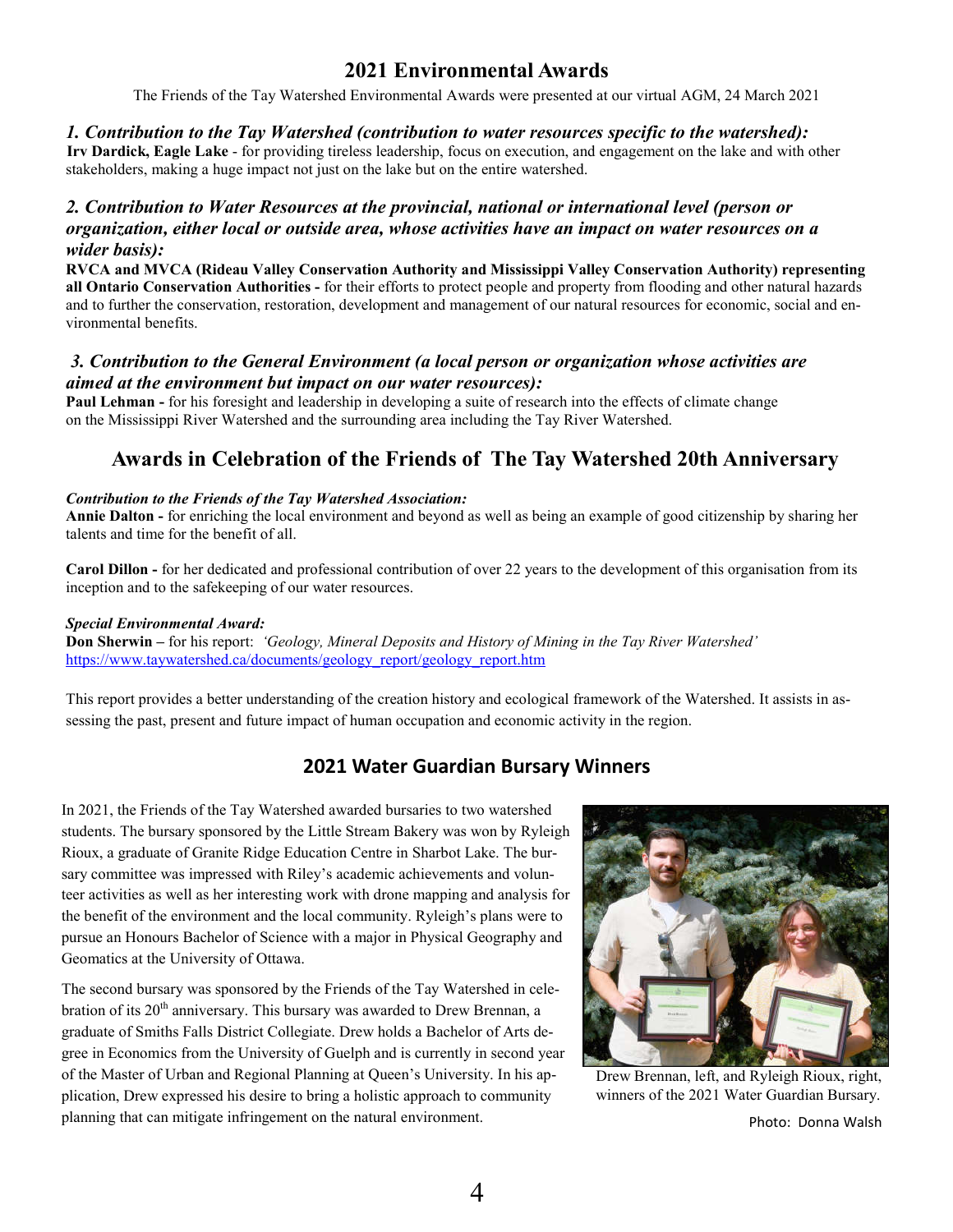## 2021 Environmental Awards

The Friends of the Tay Watershed Environmental Awards were presented at our virtual AGM, 24 March 2021

### *1. Contribution to the Tay Watershed (contribution to water resources specific to the watershed):*

**Irv Dardick, Eagle Lake** - for providing tireless leadership, focus on execution, and engagement on the lake and with other stakeholders, making a huge impact not just on the lake but on the entire watershed.

### *2. Contribution to Water Resources at the provincial, national or international level (person or organization, either local or outside area, whose activities have an impact on water resources on a wider basis):*

**RVCA and MVCA (Rideau Valley Conservation Authority and Mississippi Valley Conservation Authority) representing all Ontario Conservation Authorities -** for their efforts to protect people and property from flooding and other natural hazards and to further the conservation, restoration, development and management of our natural resources for economic, social and environmental benefits.

### *3. Contribution to the General Environment (a local person or organization whose activities are aimed at the environment but impact on our water resources):*

**Paul Lehman -** for his foresight and leadership in developing a suite of research into the effects of climate change on the Mississippi River Watershed and the surrounding area including the Tay River Watershed.

## Awards in Celebration of the Friends of The Tay Watershed 20th Anniversary

***Contribution to the Friends of the Tay Watershed Association:***

**Annie Dalton -** for enriching the local environment and beyond as well as being an example of good citizenship by sharing her talents and time for the benefit of all.

**Carol Dillon -** for her dedicated and professional contribution of over 22 years to the development of this organisation from its inception and to the safekeeping of our water resources.

***Special Environmental Award:***

**Don Sherwin –** for his report: *'Geology, Mineral Deposits and History of Mining in the Tay River Watershed'*
https://www.taywatershed.ca/documents/geology_report/geology_report.htm

This report provides a better understanding of the creation history and ecological framework of the Watershed. It assists in assessing the past, present and future impact of human occupation and economic activity in the region.

## 2021 Water Guardian Bursary Winners

In 2021, the Friends of the Tay Watershed awarded bursaries to two watershed students. The bursary sponsored by the Little Stream Bakery was won by Ryleigh Rioux, a graduate of Granite Ridge Education Centre in Sharbot Lake. The bursary committee was impressed with Riley's academic achievements and volunteer activities as well as her interesting work with drone mapping and analysis for the benefit of the environment and the local community. Ryleigh's plans were to pursue an Honours Bachelor of Science with a major in Physical Geography and Geomatics at the University of Ottawa.

The second bursary was sponsored by the Friends of the Tay Watershed in celebration of its 20th anniversary. This bursary was awarded to Drew Brennan, a graduate of Smiths Falls District Collegiate. Drew holds a Bachelor of Arts degree in Economics from the University of Guelph and is currently in second year of the Master of Urban and Regional Planning at Queen's University. In his application, Drew expressed his desire to bring a holistic approach to community planning that can mitigate infringement on the natural environment.

Drew Brennan, left, and Ryleigh Rioux, right, winners of the 2021 Water Guardian Bursary.

Photo: Donna Walsh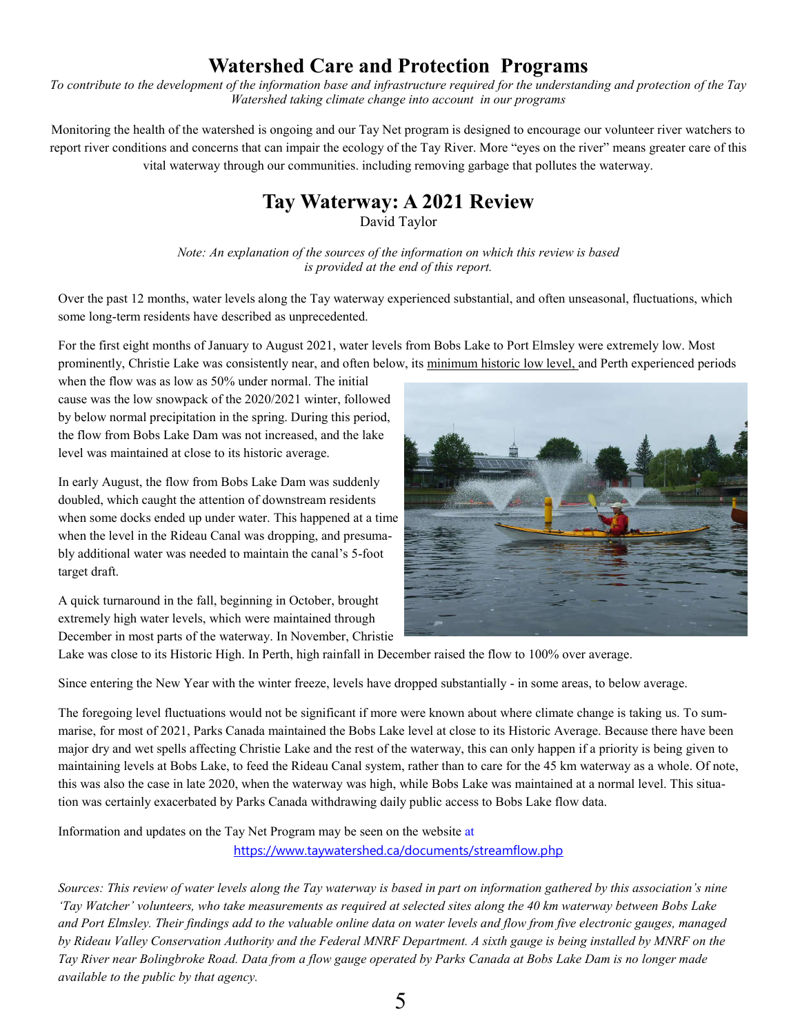# Watershed Care and Protection Programs

*To contribute to the development of the information base and infrastructure required for the understanding and protection of the Tay Watershed taking climate change into account in our programs*

Monitoring the health of the watershed is ongoing and our Tay Net program is designed to encourage our volunteer river watchers to report river conditions and concerns that can impair the ecology of the Tay River. More "eyes on the river" means greater care of this vital waterway through our communities. including removing garbage that pollutes the waterway.

## Tay Waterway: A 2021 Review

David Taylor

*Note: An explanation of the sources of the information on which this review is based is provided at the end of this report.*

Over the past 12 months, water levels along the Tay waterway experienced substantial, and often unseasonal, fluctuations, which some long-term residents have described as unprecedented.

For the first eight months of January to August 2021, water levels from Bobs Lake to Port Elmsley were extremely low. Most prominently, Christie Lake was consistently near, and often below, its minimum historic low level, and Perth experienced periods when the flow was as low as 50% under normal. The initial cause was the low snowpack of the 2020/2021 winter, followed by below normal precipitation in the spring. During this period, the flow from Bobs Lake Dam was not increased, and the lake level was maintained at close to its historic average.

In early August, the flow from Bobs Lake Dam was suddenly doubled, which caught the attention of downstream residents when some docks ended up under water. This happened at a time when the level in the Rideau Canal was dropping, and presumably additional water was needed to maintain the canal's 5-foot target draft.

A quick turnaround in the fall, beginning in October, brought extremely high water levels, which were maintained through December in most parts of the waterway. In November, Christie Lake was close to its Historic High. In Perth, high rainfall in December raised the flow to 100% over average.

Since entering the New Year with the winter freeze, levels have dropped substantially - in some areas, to below average.

The foregoing level fluctuations would not be significant if more were known about where climate change is taking us. To summarise, for most of 2021, Parks Canada maintained the Bobs Lake level at close to its Historic Average. Because there have been major dry and wet spells affecting Christie Lake and the rest of the waterway, this can only happen if a priority is being given to maintaining levels at Bobs Lake, to feed the Rideau Canal system, rather than to care for the 45 km waterway as a whole. Of note, this was also the case in late 2020, when the waterway was high, while Bobs Lake was maintained at a normal level. This situation was certainly exacerbated by Parks Canada withdrawing daily public access to Bobs Lake flow data.

Information and updates on the Tay Net Program may be seen on the website at
https://www.taywatershed.ca/documents/streamflow.php

*Sources: This review of water levels along the Tay waterway is based in part on information gathered by this association's nine 'Tay Watcher' volunteers, who take measurements as required at selected sites along the 40 km waterway between Bobs Lake and Port Elmsley. Their findings add to the valuable online data on water levels and flow from five electronic gauges, managed by Rideau Valley Conservation Authority and the Federal MNRF Department. A sixth gauge is being installed by MNRF on the Tay River near Bolingbroke Road. Data from a flow gauge operated by Parks Canada at Bobs Lake Dam is no longer made available to the public by that agency.*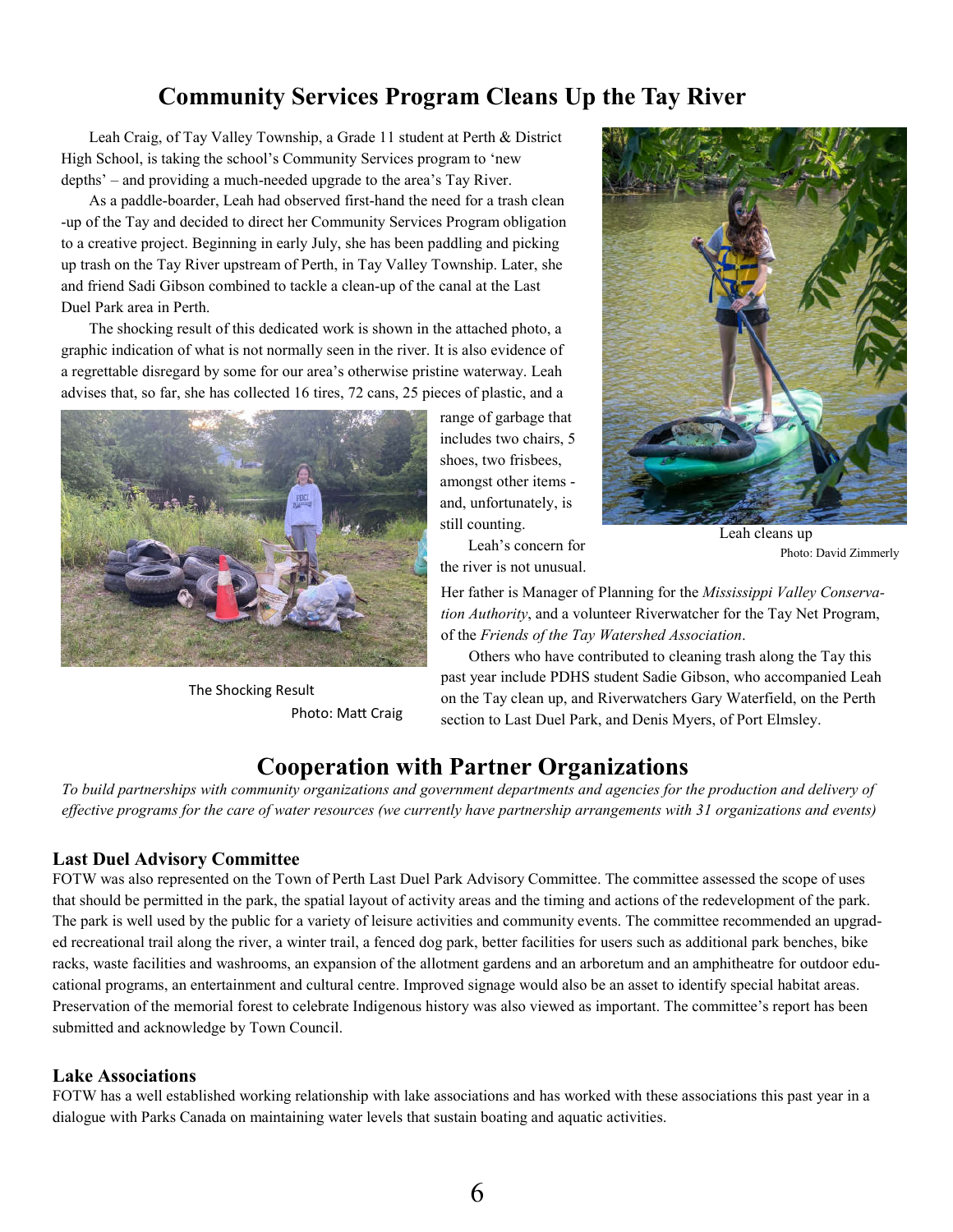## Community Services Program Cleans Up the Tay River

Leah Craig, of Tay Valley Township, a Grade 11 student at Perth & District High School, is taking the school's Community Services program to 'new depths' – and providing a much-needed upgrade to the area's Tay River.

As a paddle-boarder, Leah had observed first-hand the need for a trash clean-up of the Tay and decided to direct her Community Services Program obligation to a creative project. Beginning in early July, she has been paddling and picking up trash on the Tay River upstream of Perth, in Tay Valley Township. Later, she and friend Sadi Gibson combined to tackle a clean-up of the canal at the Last Duel Park area in Perth.

The shocking result of this dedicated work is shown in the attached photo, a graphic indication of what is not normally seen in the river. It is also evidence of a regrettable disregard by some for our area's otherwise pristine waterway. Leah advises that, so far, she has collected 16 tires, 72 cans, 25 pieces of plastic, and a range of garbage that includes two chairs, 5 shoes, two frisbees, amongst other items - and, unfortunately, is still counting.

The Shocking Result
Photo: Matt Craig

Leah cleans up
Photo: David Zimmerly

Leah's concern for the river is not unusual. Her father is Manager of Planning for the *Mississippi Valley Conservation Authority*, and a volunteer Riverwatcher for the Tay Net Program, of the *Friends of the Tay Watershed Association*.

Others who have contributed to cleaning trash along the Tay this past year include PDHS student Sadie Gibson, who accompanied Leah on the Tay clean up, and Riverwatchers Gary Waterfield, on the Perth section to Last Duel Park, and Denis Myers, of Port Elmsley.

## Cooperation with Partner Organizations

*To build partnerships with community organizations and government departments and agencies for the production and delivery of effective programs for the care of water resources (we currently have partnership arrangements with 31 organizations and events)*

### Last Duel Advisory Committee

FOTW was also represented on the Town of Perth Last Duel Park Advisory Committee. The committee assessed the scope of uses that should be permitted in the park, the spatial layout of activity areas and the timing and actions of the redevelopment of the park. The park is well used by the public for a variety of leisure activities and community events. The committee recommended an upgraded recreational trail along the river, a winter trail, a fenced dog park, better facilities for users such as additional park benches, bike racks, waste facilities and washrooms, an expansion of the allotment gardens and an arboretum and an amphitheatre for outdoor educational programs, an entertainment and cultural centre. Improved signage would also be an asset to identify special habitat areas. Preservation of the memorial forest to celebrate Indigenous history was also viewed as important. The committee's report has been submitted and acknowledge by Town Council.

### Lake Associations

FOTW has a well established working relationship with lake associations and has worked with these associations this past year in a dialogue with Parks Canada on maintaining water levels that sustain boating and aquatic activities.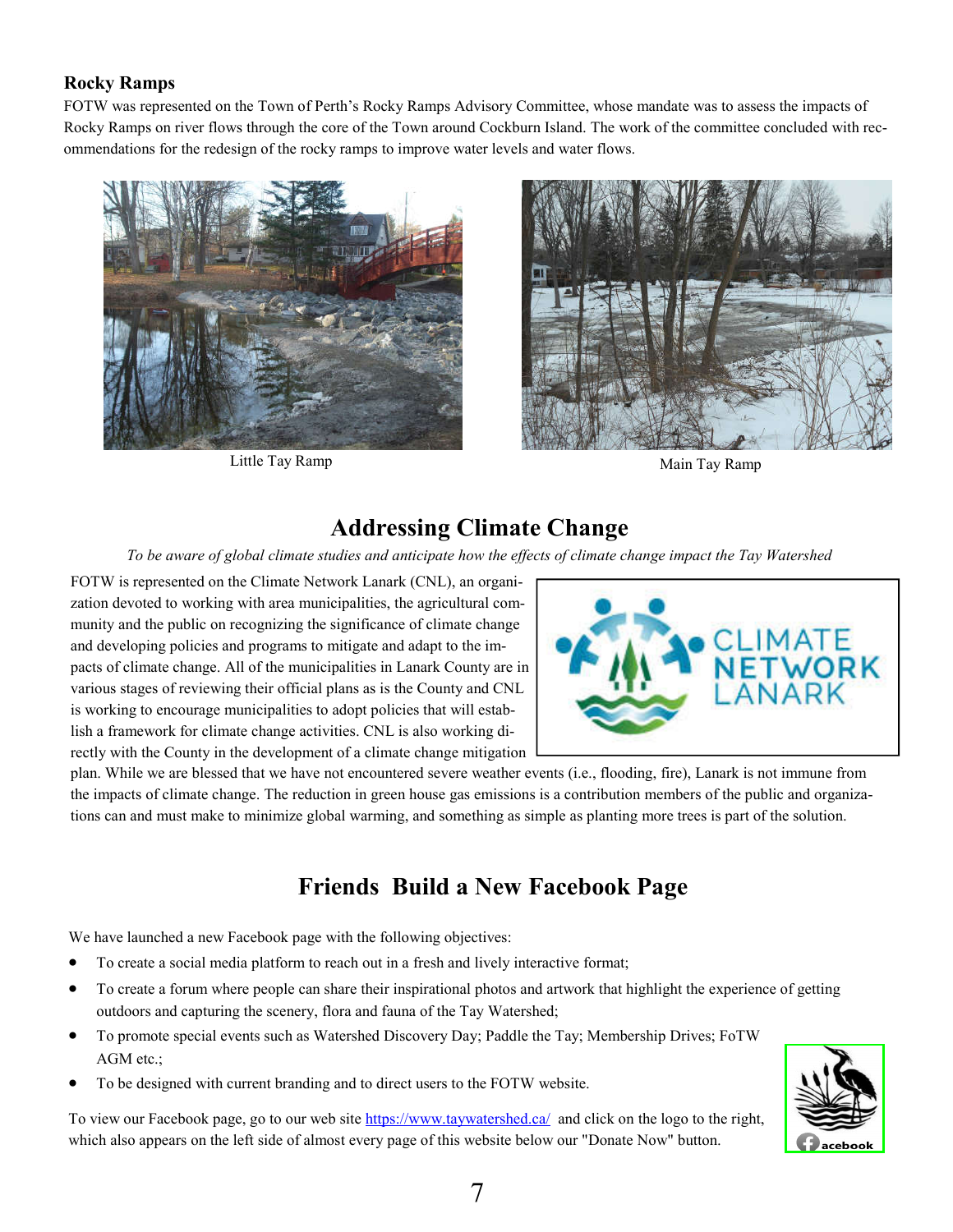### Rocky Ramps

FOTW was represented on the Town of Perth's Rocky Ramps Advisory Committee, whose mandate was to assess the impacts of Rocky Ramps on river flows through the core of the Town around Cockburn Island. The work of the committee concluded with recommendations for the redesign of the rocky ramps to improve water levels and water flows.

Little Tay Ramp

Main Tay Ramp

## Addressing Climate Change

*To be aware of global climate studies and anticipate how the effects of climate change impact the Tay Watershed*

FOTW is represented on the Climate Network Lanark (CNL), an organization devoted to working with area municipalities, the agricultural community and the public on recognizing the significance of climate change and developing policies and programs to mitigate and adapt to the impacts of climate change. All of the municipalities in Lanark County are in various stages of reviewing their official plans as is the County and CNL is working to encourage municipalities to adopt policies that will establish a framework for climate change activities. CNL is also working directly with the County in the development of a climate change mitigation plan. While we are blessed that we have not encountered severe weather events (i.e., flooding, fire), Lanark is not immune from the impacts of climate change. The reduction in green house gas emissions is a contribution members of the public and organizations can and must make to minimize global warming, and something as simple as planting more trees is part of the solution.

## Friends Build a New Facebook Page

We have launched a new Facebook page with the following objectives:

- To create a social media platform to reach out in a fresh and lively interactive format;
- To create a forum where people can share their inspirational photos and artwork that highlight the experience of getting outdoors and capturing the scenery, flora and fauna of the Tay Watershed;
- To promote special events such as Watershed Discovery Day; Paddle the Tay; Membership Drives; FoTW AGM etc.;
- To be designed with current branding and to direct users to the FOTW website.

To view our Facebook page, go to our web site https://www.taywatershed.ca/ and click on the logo to the right, which also appears on the left side of almost every page of this website below our "Donate Now" button.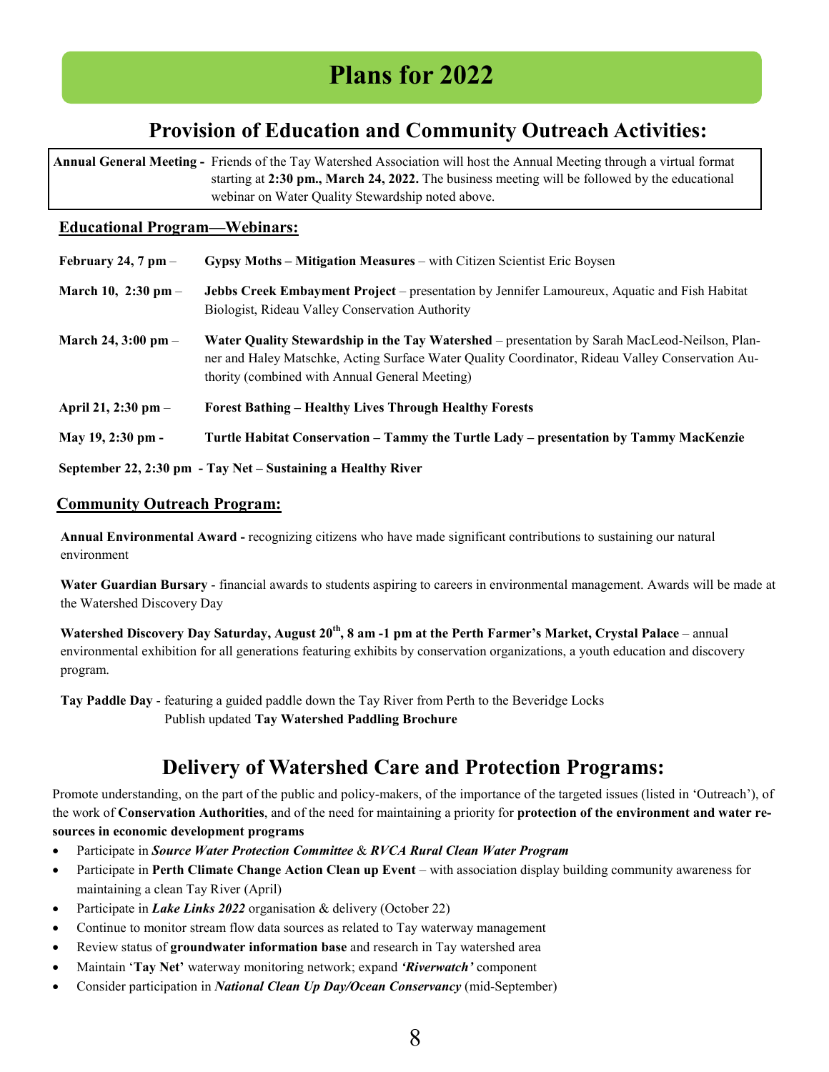# Plans for 2022

## Provision of Education and Community Outreach Activities:

**Annual General Meeting -** Friends of the Tay Watershed Association will host the Annual Meeting through a virtual format starting at **2:30 pm., March 24, 2022.** The business meeting will be followed by the educational webinar on Water Quality Stewardship noted above.

### Educational Program—Webinars:

**February 24, 7 pm** – **Gypsy Moths – Mitigation Measures** – with Citizen Scientist Eric Boysen

**March 10, 2:30 pm** – **Jebbs Creek Embayment Project** – presentation by Jennifer Lamoureux, Aquatic and Fish Habitat Biologist, Rideau Valley Conservation Authority

**March 24, 3:00 pm** – **Water Quality Stewardship in the Tay Watershed** – presentation by Sarah MacLeod-Neilson, Planner and Haley Matschke, Acting Surface Water Quality Coordinator, Rideau Valley Conservation Authority (combined with Annual General Meeting)

**April 21, 2:30 pm** – **Forest Bathing – Healthy Lives Through Healthy Forests**

**May 19, 2:30 pm -** **Turtle Habitat Conservation – Tammy the Turtle Lady – presentation by Tammy MacKenzie**

**September 22, 2:30 pm - Tay Net – Sustaining a Healthy River**

### Community Outreach Program:

**Annual Environmental Award -** recognizing citizens who have made significant contributions to sustaining our natural environment

**Water Guardian Bursary** - financial awards to students aspiring to careers in environmental management. Awards will be made at the Watershed Discovery Day

**Watershed Discovery Day Saturday, August 20th, 8 am -1 pm at the Perth Farmer's Market, Crystal Palace** – annual environmental exhibition for all generations featuring exhibits by conservation organizations, a youth education and discovery program.

**Tay Paddle Day** - featuring a guided paddle down the Tay River from Perth to the Beveridge Locks
Publish updated **Tay Watershed Paddling Brochure**

## Delivery of Watershed Care and Protection Programs:

Promote understanding, on the part of the public and policy-makers, of the importance of the targeted issues (listed in 'Outreach'), of the work of **Conservation Authorities**, and of the need for maintaining a priority for **protection of the environment and water resources in economic development programs**

- Participate in ***Source Water Protection Committee*** & ***RVCA Rural Clean Water Program***
- Participate in **Perth Climate Change Action Clean up Event** – with association display building community awareness for maintaining a clean Tay River (April)
- Participate in ***Lake Links 2022*** organisation & delivery (October 22)
- Continue to monitor stream flow data sources as related to Tay waterway management
- Review status of **groundwater information base** and research in Tay watershed area
- Maintain '**Tay Net'** waterway monitoring network; expand ***'Riverwatch'*** component
- Consider participation in ***National Clean Up Day/Ocean Conservancy*** (mid-September)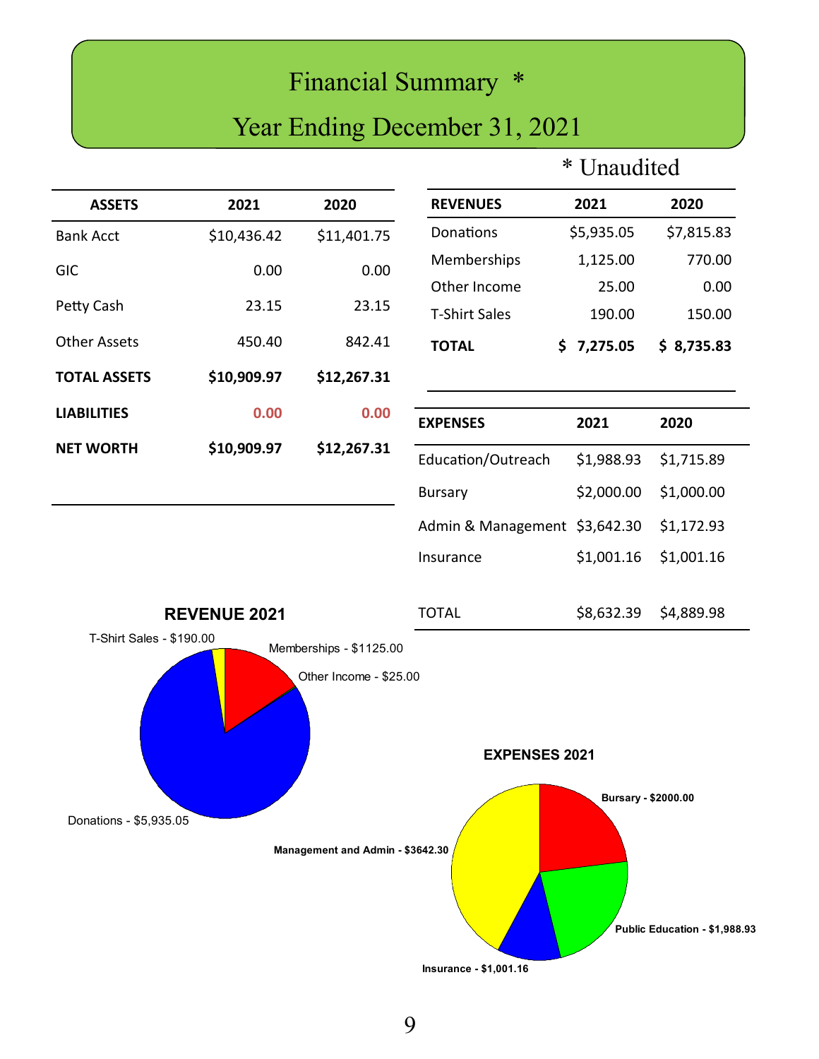# Financial Summary *

# Year Ending December 31, 2021

\* Unaudited

| ASSETS | 2021 | 2020 |
|---|---|---|
| Bank Acct | $10,436.42 | $11,401.75 |
| GIC | 0.00 | 0.00 |
| Petty Cash | 23.15 | 23.15 |
| Other Assets | 450.40 | 842.41 |
| **TOTAL ASSETS** | **$10,909.97** | **$12,267.31** |
| **LIABILITIES** | **0.00** | **0.00** |
| **NET WORTH** | **$10,909.97** | **$12,267.31** |

| REVENUES | 2021 | 2020 |
|---|---|---|
| Donations | $5,935.05 | $7,815.83 |
| Memberships | 1,125.00 | 770.00 |
| Other Income | 25.00 | 0.00 |
| T-Shirt Sales | 190.00 | 150.00 |
| **TOTAL** | **$ 7,275.05** | **$ 8,735.83** |

| EXPENSES | 2021 | 2020 |
|---|---|---|
| Education/Outreach | $1,988.93 | $1,715.89 |
| Bursary | $2,000.00 | $1,000.00 |
| Admin & Management | $3,642.30 | $1,172.93 |
| Insurance | $1,001.16 | $1,001.16 |
| TOTAL | $8,632.39 | $4,889.98 |

**REVENUE 2021**

- T-Shirt Sales - $190.00
- Memberships - $1125.00
- Other Income - $25.00
- Donations - $5,935.05

**EXPENSES 2021**

- Bursary - $2000.00
- Public Education - $1,988.93
- Insurance - $1,001.16
- Management and Admin - $3642.30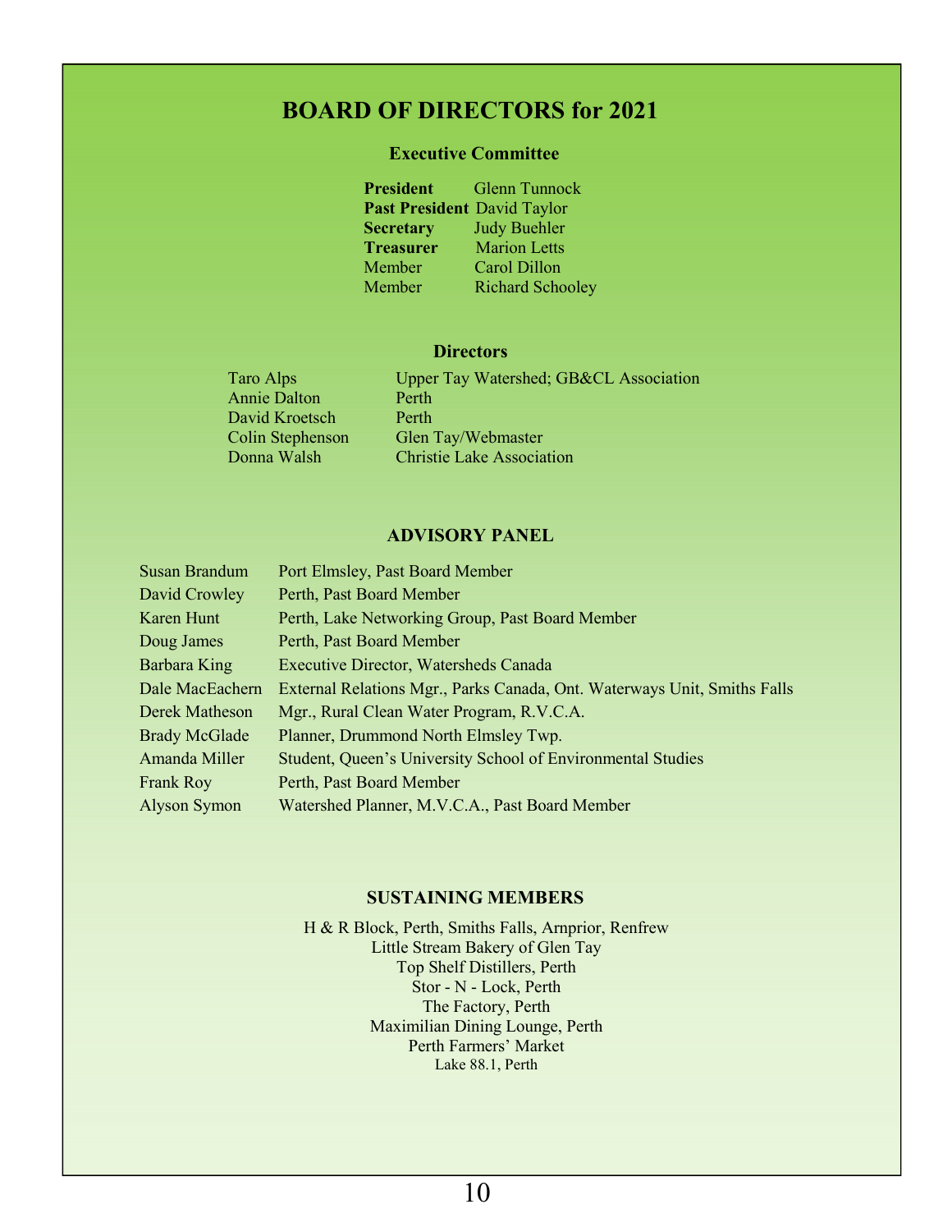# BOARD OF DIRECTORS for 2021

## Executive Committee

| | |
|---|---|
| **President** | Glenn Tunnock |
| **Past President** | David Taylor |
| **Secretary** | Judy Buehler |
| **Treasurer** | Marion Letts |
| Member | Carol Dillon |
| Member | Richard Schooley |

## Directors

| | |
|---|---|
| Taro Alps | Upper Tay Watershed; GB&CL Association |
| Annie Dalton | Perth |
| David Kroetsch | Perth |
| Colin Stephenson | Glen Tay/Webmaster |
| Donna Walsh | Christie Lake Association |

## ADVISORY PANEL

| | |
|---|---|
| Susan Brandum | Port Elmsley, Past Board Member |
| David Crowley | Perth, Past Board Member |
| Karen Hunt | Perth, Lake Networking Group, Past Board Member |
| Doug James | Perth, Past Board Member |
| Barbara King | Executive Director, Watersheds Canada |
| Dale MacEachern | External Relations Mgr., Parks Canada, Ont. Waterways Unit, Smiths Falls |
| Derek Matheson | Mgr., Rural Clean Water Program, R.V.C.A. |
| Brady McGlade | Planner, Drummond North Elmsley Twp. |
| Amanda Miller | Student, Queen's University School of Environmental Studies |
| Frank Roy | Perth, Past Board Member |
| Alyson Symon | Watershed Planner, M.V.C.A., Past Board Member |

## SUSTAINING MEMBERS

H & R Block, Perth, Smiths Falls, Arnprior, Renfrew
Little Stream Bakery of Glen Tay
Top Shelf Distillers, Perth
Stor - N - Lock, Perth
The Factory, Perth
Maximilian Dining Lounge, Perth
Perth Farmers' Market
Lake 88.1, Perth